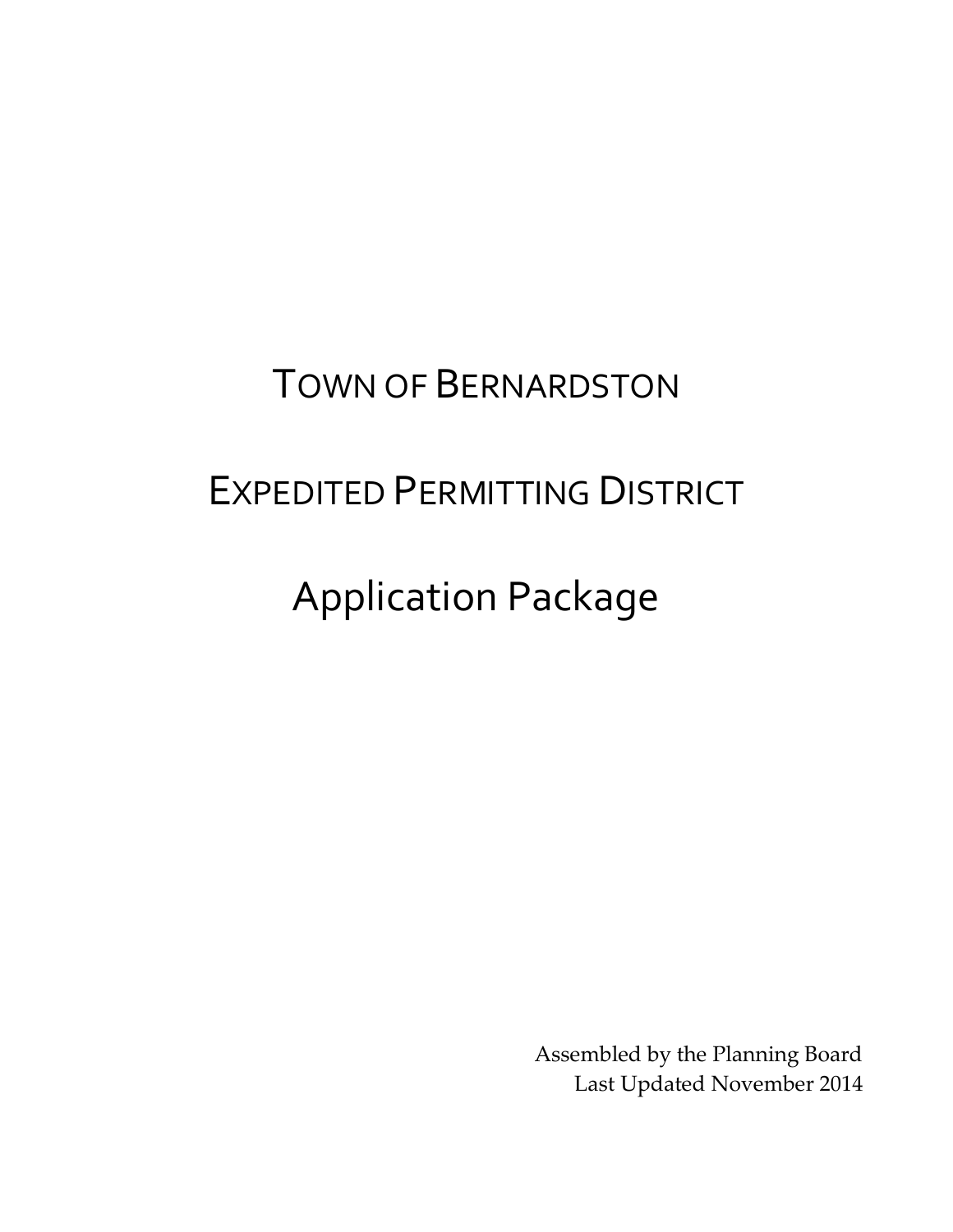# Town of Bernardston

# Expedited Permitting District

# Application Package

Assembled by the Planning Board
Last Updated November 2014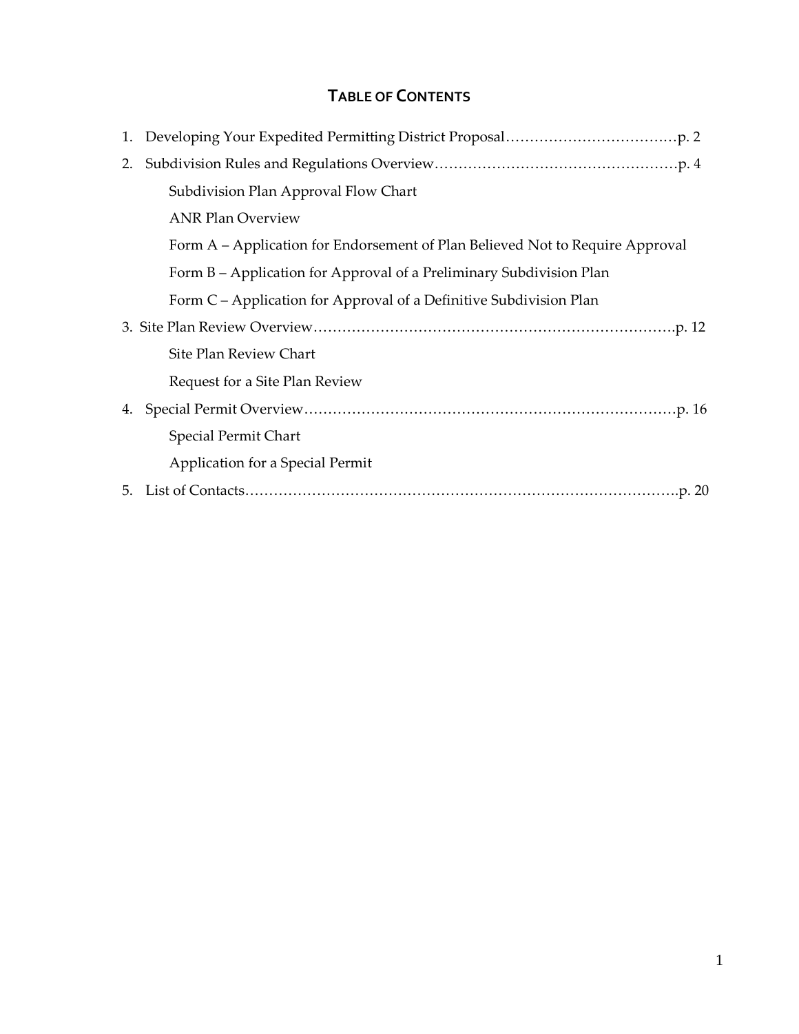# Table of Contents

1. Developing Your Expedited Permitting District Proposal……………………………….p. 2
2. Subdivision Rules and Regulations Overview……………………………………………p. 4
   - Subdivision Plan Approval Flow Chart
   - ANR Plan Overview
   - Form A – Application for Endorsement of Plan Believed Not to Require Approval
   - Form B – Application for Approval of a Preliminary Subdivision Plan
   - Form C – Application for Approval of a Definitive Subdivision Plan
3. Site Plan Review Overview…………………………………………………………………….p. 12
   - Site Plan Review Chart
   - Request for a Site Plan Review
4. Special Permit Overview……………………………………………………………………p. 16
   - Special Permit Chart
   - Application for a Special Permit
5. List of Contacts……………………………………………………………………………….p. 20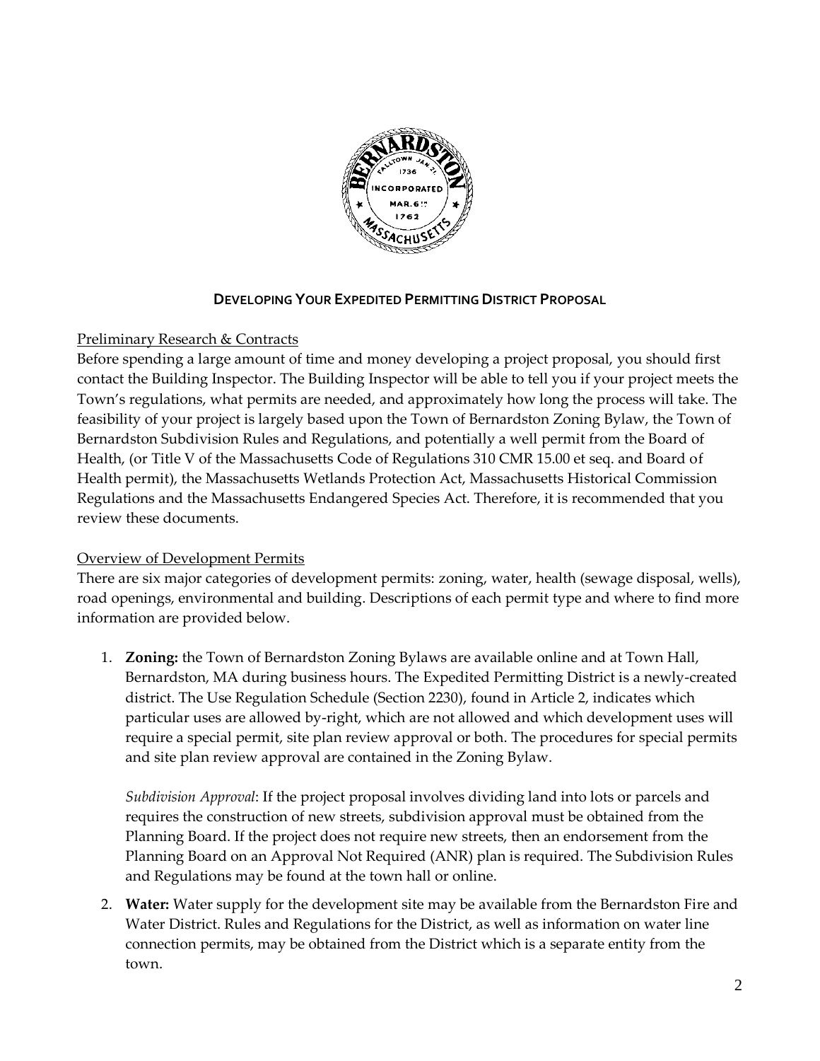## Developing Your Expedited Permitting District Proposal

<u>Preliminary Research & Contracts</u>

Before spending a large amount of time and money developing a project proposal, you should first contact the Building Inspector. The Building Inspector will be able to tell you if your project meets the Town's regulations, what permits are needed, and approximately how long the process will take. The feasibility of your project is largely based upon the Town of Bernardston Zoning Bylaw, the Town of Bernardston Subdivision Rules and Regulations, and potentially a well permit from the Board of Health, (or Title V of the Massachusetts Code of Regulations 310 CMR 15.00 et seq. and Board of Health permit), the Massachusetts Wetlands Protection Act, Massachusetts Historical Commission Regulations and the Massachusetts Endangered Species Act. Therefore, it is recommended that you review these documents.

<u>Overview of Development Permits</u>

There are six major categories of development permits: zoning, water, health (sewage disposal, wells), road openings, environmental and building. Descriptions of each permit type and where to find more information are provided below.

1. **Zoning:** the Town of Bernardston Zoning Bylaws are available online and at Town Hall, Bernardston, MA during business hours. The Expedited Permitting District is a newly-created district. The Use Regulation Schedule (Section 2230), found in Article 2, indicates which particular uses are allowed by-right, which are not allowed and which development uses will require a special permit, site plan review approval or both. The procedures for special permits and site plan review approval are contained in the Zoning Bylaw.

   *Subdivision Approval*: If the project proposal involves dividing land into lots or parcels and requires the construction of new streets, subdivision approval must be obtained from the Planning Board. If the project does not require new streets, then an endorsement from the Planning Board on an Approval Not Required (ANR) plan is required. The Subdivision Rules and Regulations may be found at the town hall or online.

2. **Water:** Water supply for the development site may be available from the Bernardston Fire and Water District. Rules and Regulations for the District, as well as information on water line connection permits, may be obtained from the District which is a separate entity from the town.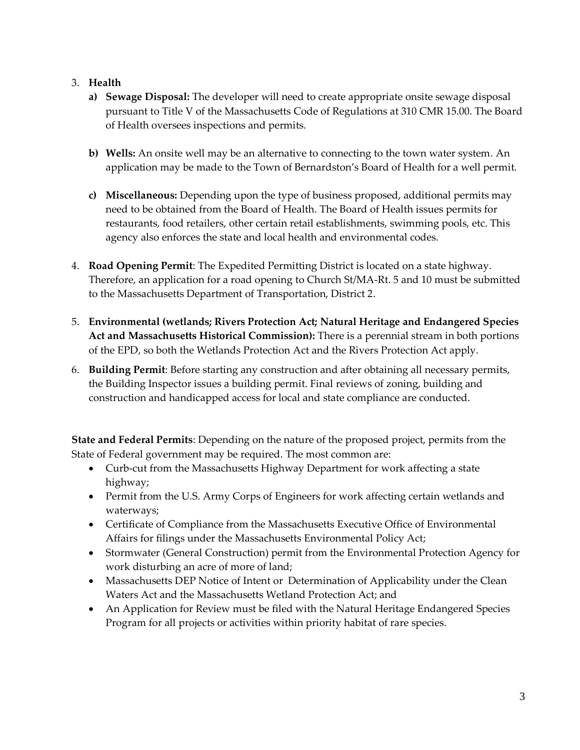3. **Health**
   - **a) Sewage Disposal:** The developer will need to create appropriate onsite sewage disposal pursuant to Title V of the Massachusetts Code of Regulations at 310 CMR 15.00. The Board of Health oversees inspections and permits.

   - **b) Wells:** An onsite well may be an alternative to connecting to the town water system. An application may be made to the Town of Bernardston's Board of Health for a well permit.

   - **c) Miscellaneous:** Depending upon the type of business proposed, additional permits may need to be obtained from the Board of Health. The Board of Health issues permits for restaurants, food retailers, other certain retail establishments, swimming pools, etc. This agency also enforces the state and local health and environmental codes.

4. **Road Opening Permit**: The Expedited Permitting District is located on a state highway. Therefore, an application for a road opening to Church St/MA-Rt. 5 and 10 must be submitted to the Massachusetts Department of Transportation, District 2.

5. **Environmental (wetlands; Rivers Protection Act; Natural Heritage and Endangered Species Act and Massachusetts Historical Commission):** There is a perennial stream in both portions of the EPD, so both the Wetlands Protection Act and the Rivers Protection Act apply.

6. **Building Permit**: Before starting any construction and after obtaining all necessary permits, the Building Inspector issues a building permit. Final reviews of zoning, building and construction and handicapped access for local and state compliance are conducted.

**State and Federal Permits**: Depending on the nature of the proposed project, permits from the State of Federal government may be required. The most common are:

- Curb-cut from the Massachusetts Highway Department for work affecting a state highway;
- Permit from the U.S. Army Corps of Engineers for work affecting certain wetlands and waterways;
- Certificate of Compliance from the Massachusetts Executive Office of Environmental Affairs for filings under the Massachusetts Environmental Policy Act;
- Stormwater (General Construction) permit from the Environmental Protection Agency for work disturbing an acre of more of land;
- Massachusetts DEP Notice of Intent or Determination of Applicability under the Clean Waters Act and the Massachusetts Wetland Protection Act; and
- An Application for Review must be filed with the Natural Heritage Endangered Species Program for all projects or activities within priority habitat of rare species.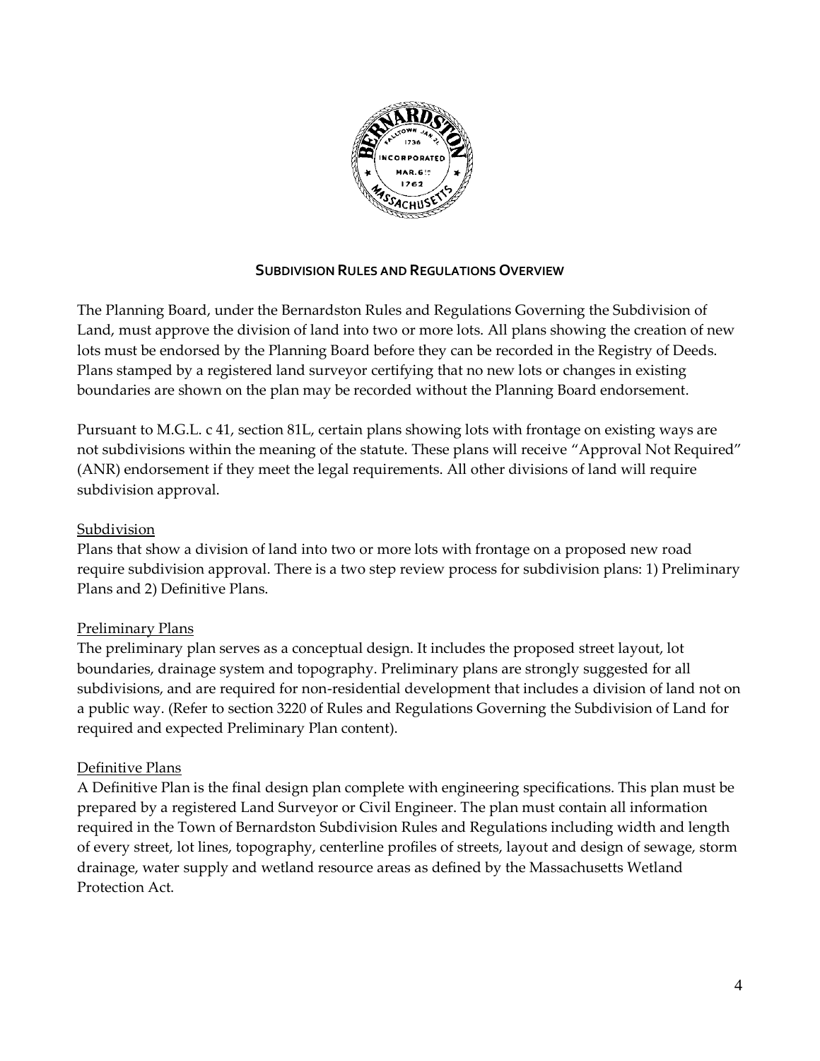## SUBDIVISION RULES AND REGULATIONS OVERVIEW

The Planning Board, under the Bernardston Rules and Regulations Governing the Subdivision of Land, must approve the division of land into two or more lots. All plans showing the creation of new lots must be endorsed by the Planning Board before they can be recorded in the Registry of Deeds. Plans stamped by a registered land surveyor certifying that no new lots or changes in existing boundaries are shown on the plan may be recorded without the Planning Board endorsement.

Pursuant to M.G.L. c 41, section 81L, certain plans showing lots with frontage on existing ways are not subdivisions within the meaning of the statute. These plans will receive "Approval Not Required" (ANR) endorsement if they meet the legal requirements. All other divisions of land will require subdivision approval.

### Subdivision

Plans that show a division of land into two or more lots with frontage on a proposed new road require subdivision approval. There is a two step review process for subdivision plans: 1) Preliminary Plans and 2) Definitive Plans.

### Preliminary Plans

The preliminary plan serves as a conceptual design. It includes the proposed street layout, lot boundaries, drainage system and topography. Preliminary plans are strongly suggested for all subdivisions, and are required for non-residential development that includes a division of land not on a public way. (Refer to section 3220 of Rules and Regulations Governing the Subdivision of Land for required and expected Preliminary Plan content).

### Definitive Plans

A Definitive Plan is the final design plan complete with engineering specifications. This plan must be prepared by a registered Land Surveyor or Civil Engineer. The plan must contain all information required in the Town of Bernardston Subdivision Rules and Regulations including width and length of every street, lot lines, topography, centerline profiles of streets, layout and design of sewage, storm drainage, water supply and wetland resource areas as defined by the Massachusetts Wetland Protection Act.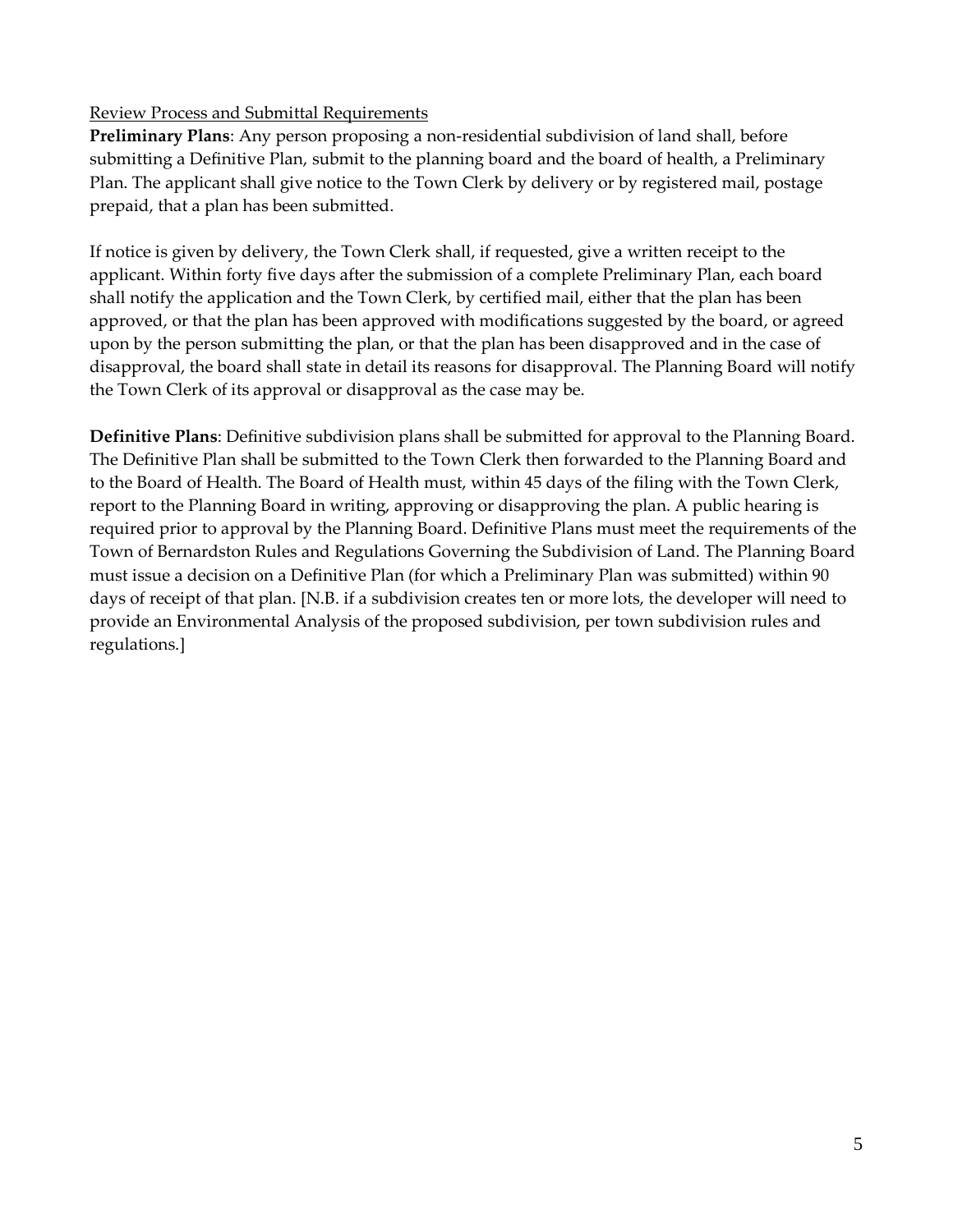<u>Review Process and Submittal Requirements</u>

**Preliminary Plans**: Any person proposing a non-residential subdivision of land shall, before submitting a Definitive Plan, submit to the planning board and the board of health, a Preliminary Plan. The applicant shall give notice to the Town Clerk by delivery or by registered mail, postage prepaid, that a plan has been submitted.

If notice is given by delivery, the Town Clerk shall, if requested, give a written receipt to the applicant. Within forty five days after the submission of a complete Preliminary Plan, each board shall notify the application and the Town Clerk, by certified mail, either that the plan has been approved, or that the plan has been approved with modifications suggested by the board, or agreed upon by the person submitting the plan, or that the plan has been disapproved and in the case of disapproval, the board shall state in detail its reasons for disapproval. The Planning Board will notify the Town Clerk of its approval or disapproval as the case may be.

**Definitive Plans**: Definitive subdivision plans shall be submitted for approval to the Planning Board. The Definitive Plan shall be submitted to the Town Clerk then forwarded to the Planning Board and to the Board of Health. The Board of Health must, within 45 days of the filing with the Town Clerk, report to the Planning Board in writing, approving or disapproving the plan. A public hearing is required prior to approval by the Planning Board. Definitive Plans must meet the requirements of the Town of Bernardston Rules and Regulations Governing the Subdivision of Land. The Planning Board must issue a decision on a Definitive Plan (for which a Preliminary Plan was submitted) within 90 days of receipt of that plan. [N.B. if a subdivision creates ten or more lots, the developer will need to provide an Environmental Analysis of the proposed subdivision, per town subdivision rules and regulations.]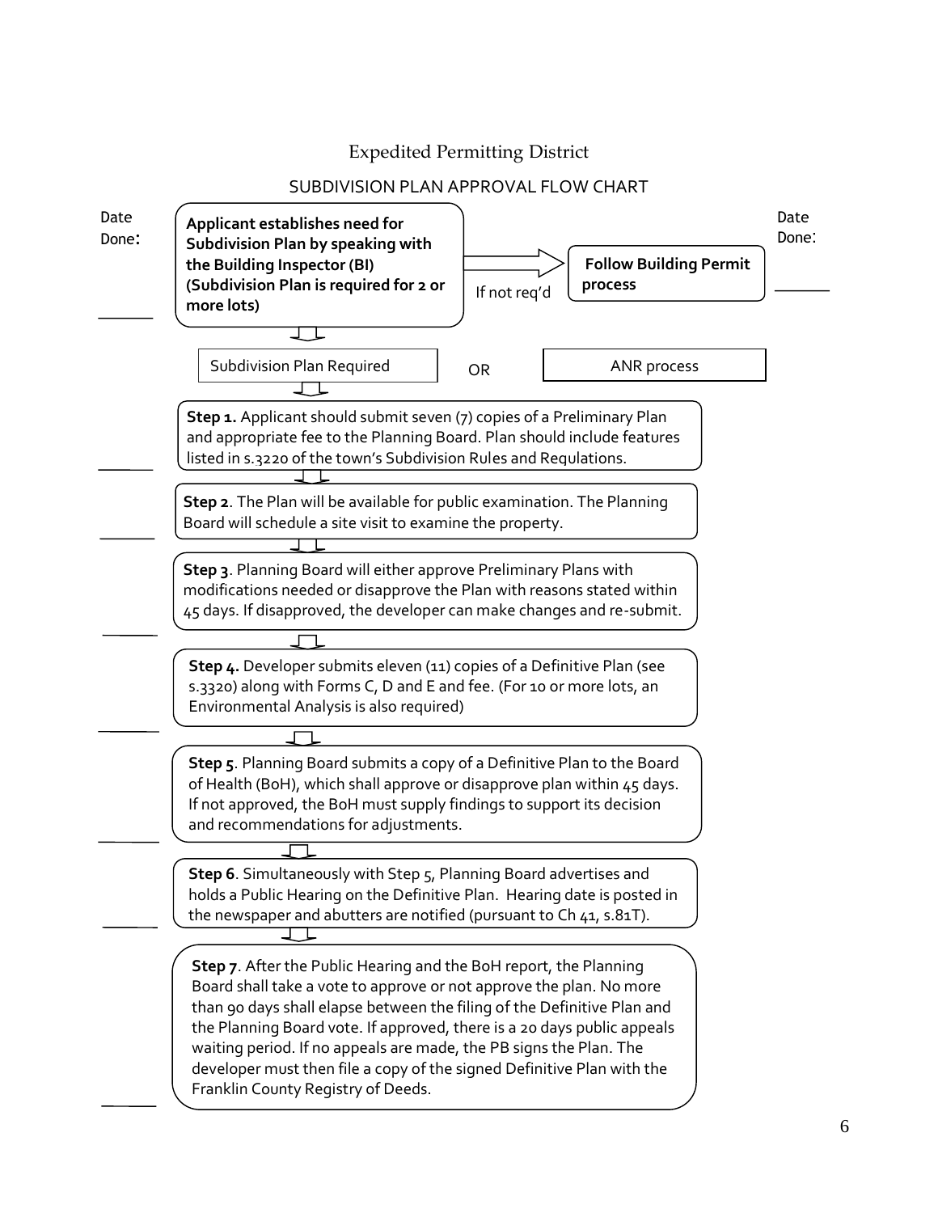# Expedited Permitting District

## SUBDIVISION PLAN APPROVAL FLOW CHART

Date Done: ______

**Applicant establishes need for Subdivision Plan by speaking with the Building Inspector (BI) (Subdivision Plan is required for 2 or more lots)**

If not req'd → **Follow Building Permit process** — Date Done: ______

Subdivision Plan Required OR ANR process

**Step 1.** Applicant should submit seven (7) copies of a Preliminary Plan and appropriate fee to the Planning Board. Plan should include features listed in s.3220 of the town's Subdivision Rules and Regulations. ______

**Step 2**. The Plan will be available for public examination. The Planning Board will schedule a site visit to examine the property. ______

**Step 3**. Planning Board will either approve Preliminary Plans with modifications needed or disapprove the Plan with reasons stated within 45 days. If disapproved, the developer can make changes and re-submit. ______

**Step 4.** Developer submits eleven (11) copies of a Definitive Plan (see s.3320) along with Forms C, D and E and fee. (For 10 or more lots, an Environmental Analysis is also required) ______

**Step 5**. Planning Board submits a copy of a Definitive Plan to the Board of Health (BoH), which shall approve or disapprove plan within 45 days. If not approved, the BoH must supply findings to support its decision and recommendations for adjustments. ______

**Step 6**. Simultaneously with Step 5, Planning Board advertises and holds a Public Hearing on the Definitive Plan. Hearing date is posted in the newspaper and abutters are notified (pursuant to Ch 41, s.81T). ______

**Step 7**. After the Public Hearing and the BoH report, the Planning Board shall take a vote to approve or not approve the plan. No more than 90 days shall elapse between the filing of the Definitive Plan and the Planning Board vote. If approved, there is a 20 days public appeals waiting period. If no appeals are made, the PB signs the Plan. The developer must then file a copy of the signed Definitive Plan with the Franklin County Registry of Deeds. ______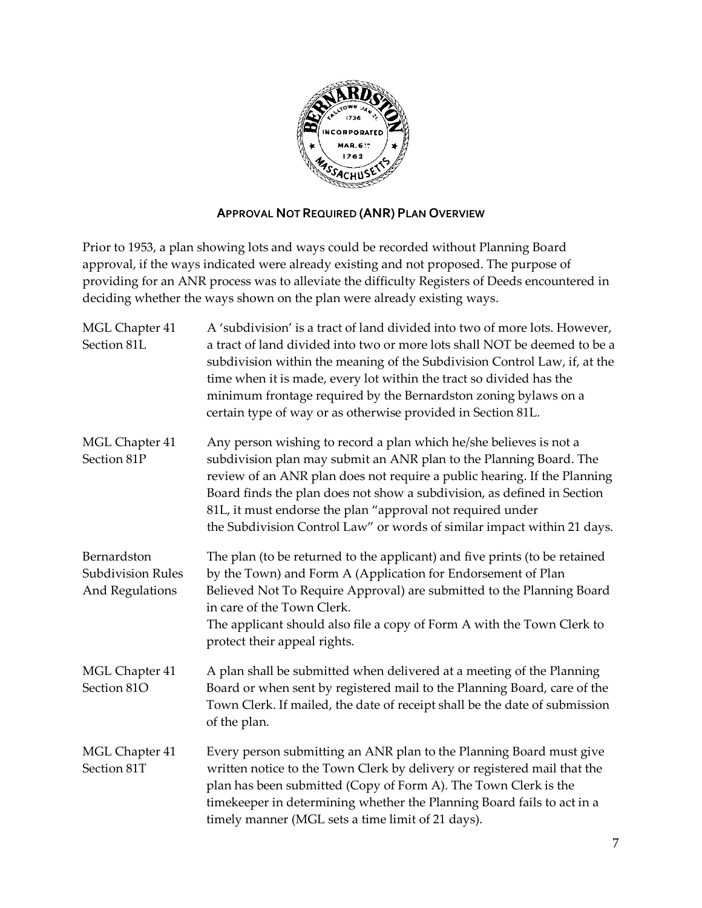## APPROVAL NOT REQUIRED (ANR) PLAN OVERVIEW

Prior to 1953, a plan showing lots and ways could be recorded without Planning Board approval, if the ways indicated were already existing and not proposed. The purpose of providing for an ANR process was to alleviate the difficulty Registers of Deeds encountered in deciding whether the ways shown on the plan were already existing ways.

| | |
|---|---|
| MGL Chapter 41 Section 81L | A 'subdivision' is a tract of land divided into two of more lots. However, a tract of land divided into two or more lots shall NOT be deemed to be a subdivision within the meaning of the Subdivision Control Law, if, at the time when it is made, every lot within the tract so divided has the minimum frontage required by the Bernardston zoning bylaws on a certain type of way or as otherwise provided in Section 81L. |
| MGL Chapter 41 Section 81P | Any person wishing to record a plan which he/she believes is not a subdivision plan may submit an ANR plan to the Planning Board. The review of an ANR plan does not require a public hearing. If the Planning Board finds the plan does not show a subdivision, as defined in Section 81L, it must endorse the plan "approval not required under the Subdivision Control Law" or words of similar impact within 21 days. |
| Bernardston Subdivision Rules And Regulations | The plan (to be returned to the applicant) and five prints (to be retained by the Town) and Form A (Application for Endorsement of Plan Believed Not To Require Approval) are submitted to the Planning Board in care of the Town Clerk.<br>The applicant should also file a copy of Form A with the Town Clerk to protect their appeal rights. |
| MGL Chapter 41 Section 81O | A plan shall be submitted when delivered at a meeting of the Planning Board or when sent by registered mail to the Planning Board, care of the Town Clerk. If mailed, the date of receipt shall be the date of submission of the plan. |
| MGL Chapter 41 Section 81T | Every person submitting an ANR plan to the Planning Board must give written notice to the Town Clerk by delivery or registered mail that the plan has been submitted (Copy of Form A). The Town Clerk is the timekeeper in determining whether the Planning Board fails to act in a timely manner (MGL sets a time limit of 21 days). |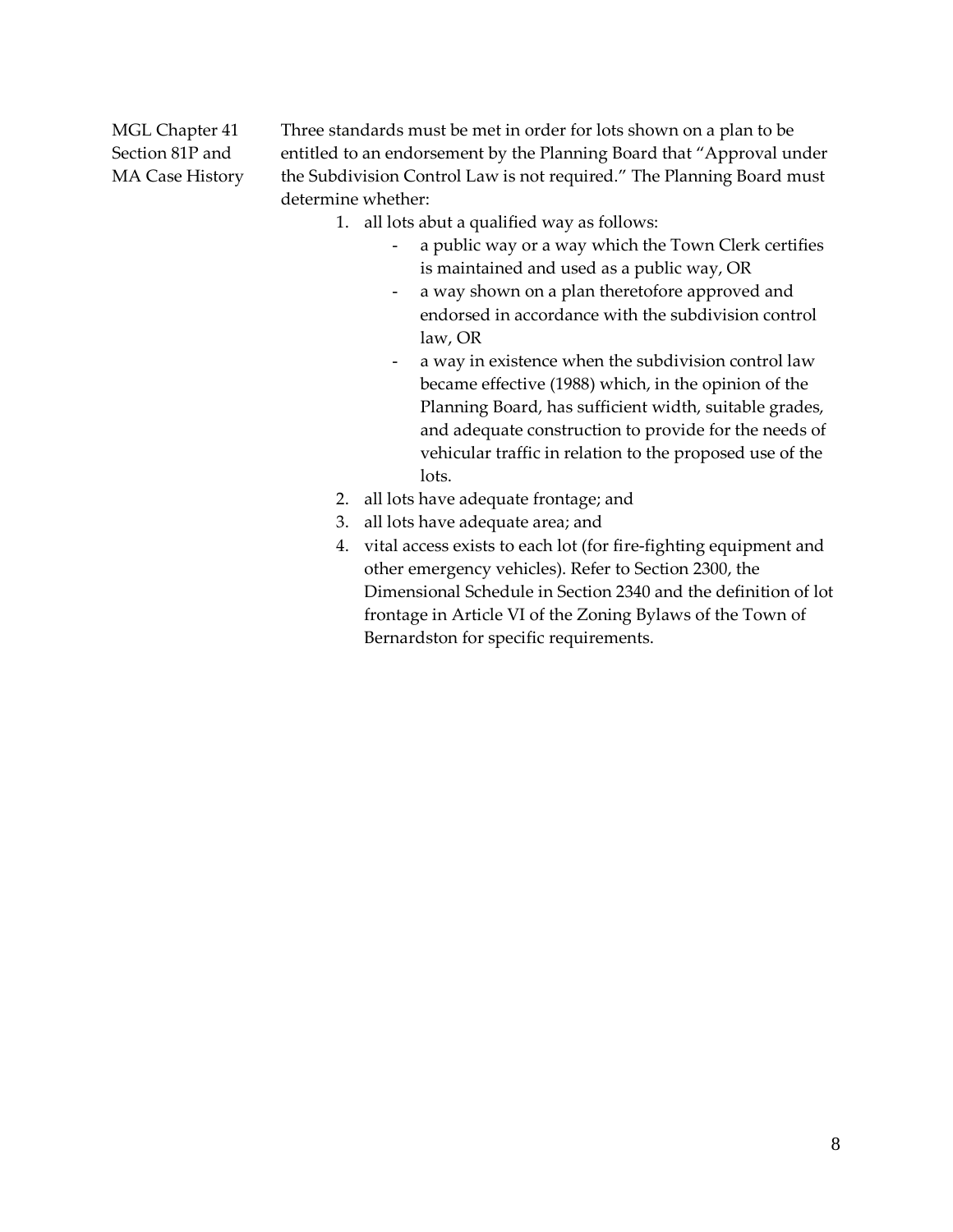MGL Chapter 41 Section 81P and MA Case History

Three standards must be met in order for lots shown on a plan to be entitled to an endorsement by the Planning Board that "Approval under the Subdivision Control Law is not required." The Planning Board must determine whether:

1. all lots abut a qualified way as follows:
   - a public way or a way which the Town Clerk certifies is maintained and used as a public way, OR
   - a way shown on a plan theretofore approved and endorsed in accordance with the subdivision control law, OR
   - a way in existence when the subdivision control law became effective (1988) which, in the opinion of the Planning Board, has sufficient width, suitable grades, and adequate construction to provide for the needs of vehicular traffic in relation to the proposed use of the lots.
2. all lots have adequate frontage; and
3. all lots have adequate area; and
4. vital access exists to each lot (for fire-fighting equipment and other emergency vehicles). Refer to Section 2300, the Dimensional Schedule in Section 2340 and the definition of lot frontage in Article VI of the Zoning Bylaws of the Town of Bernardston for specific requirements.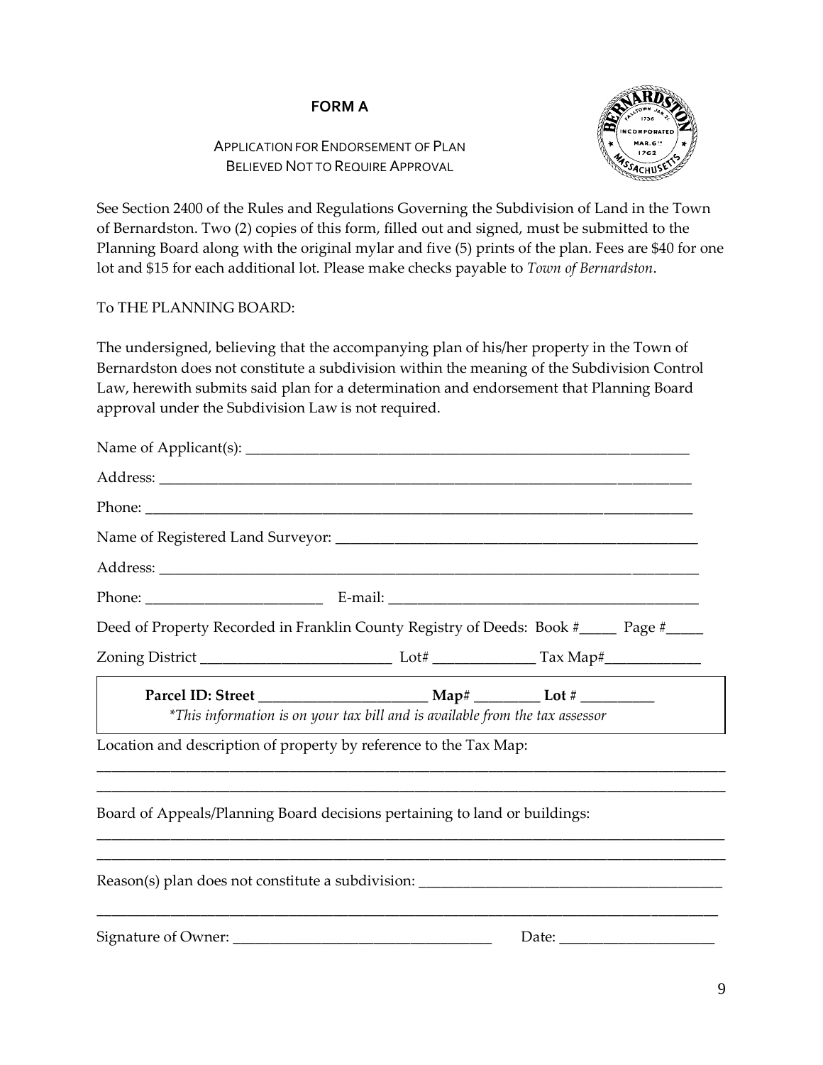# FORM A

## APPLICATION FOR ENDORSEMENT OF PLAN BELIEVED NOT TO REQUIRE APPROVAL

See Section 2400 of the Rules and Regulations Governing the Subdivision of Land in the Town of Bernardston. Two (2) copies of this form, filled out and signed, must be submitted to the Planning Board along with the original mylar and five (5) prints of the plan. Fees are $40 for one lot and $15 for each additional lot. Please make checks payable to *Town of Bernardston*.

To THE PLANNING BOARD:

The undersigned, believing that the accompanying plan of his/her property in the Town of Bernardston does not constitute a subdivision within the meaning of the Subdivision Control Law, herewith submits said plan for a determination and endorsement that Planning Board approval under the Subdivision Law is not required.

Name of Applicant(s): ______________________________________________________________

Address: __________________________________________________________________________

Phone: ____________________________________________________________________________

Name of Registered Land Surveyor: _________________________________________________

Address: __________________________________________________________________________

Phone: ________________________ E-mail: __________________________________________

Deed of Property Recorded in Franklin County Registry of Deeds: Book #_____ Page #_____

Zoning District __________________________ Lot# ______________ Tax Map#_____________

**Parcel ID: Street** _______________________ **Map**# _________ **Lot** # __________
*\*This information is on your tax bill and is available from the tax assessor*

Location and description of property by reference to the Tax Map:

_________________________________________________________________________________________

_________________________________________________________________________________________

Board of Appeals/Planning Board decisions pertaining to land or buildings:

_________________________________________________________________________________________

_________________________________________________________________________________________

Reason(s) plan does not constitute a subdivision: __________________________________________

_________________________________________________________________________________________

Signature of Owner: ___________________________________ Date: _____________________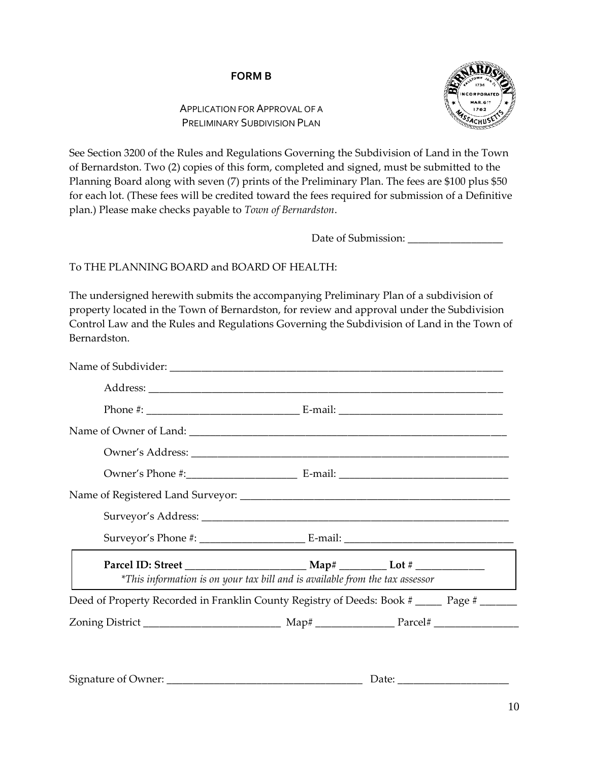## FORM B

APPLICATION FOR APPROVAL OF A PRELIMINARY SUBDIVISION PLAN

See Section 3200 of the Rules and Regulations Governing the Subdivision of Land in the Town of Bernardston. Two (2) copies of this form, completed and signed, must be submitted to the Planning Board along with seven (7) prints of the Preliminary Plan. The fees are $100 plus $50 for each lot. (These fees will be credited toward the fees required for submission of a Definitive plan.) Please make checks payable to *Town of Bernardston*.

Date of Submission: ___________________

To THE PLANNING BOARD and BOARD OF HEALTH:

The undersigned herewith submits the accompanying Preliminary Plan of a subdivision of property located in the Town of Bernardston, for review and approval under the Subdivision Control Law and the Rules and Regulations Governing the Subdivision of Land in the Town of Bernardston.

Name of Subdivider: ____________________________________________________________________

Address: ______________________________________________________________________

Phone #: ______________________________ E-mail: ________________________________

Name of Owner of Land: ________________________________________________________________

Owner's Address: _______________________________________________________________

Owner's Phone #:_____________________ E-mail: _________________________________

Name of Registered Land Surveyor: ______________________________________________________

Surveyor's Address: _____________________________________________________________

Surveyor's Phone #: ____________________ E-mail: _________________________________

**Parcel ID: Street** ________________________ **Map**# _________ **Lot** # _____________

*\*This information is on your tax bill and is available from the tax assessor*

Deed of Property Recorded in Franklin County Registry of Deeds: Book # _____ Page # _______

Zoning District ___________________________ Map# _______________ Parcel# ________________

Signature of Owner: ______________________________________ Date: _____________________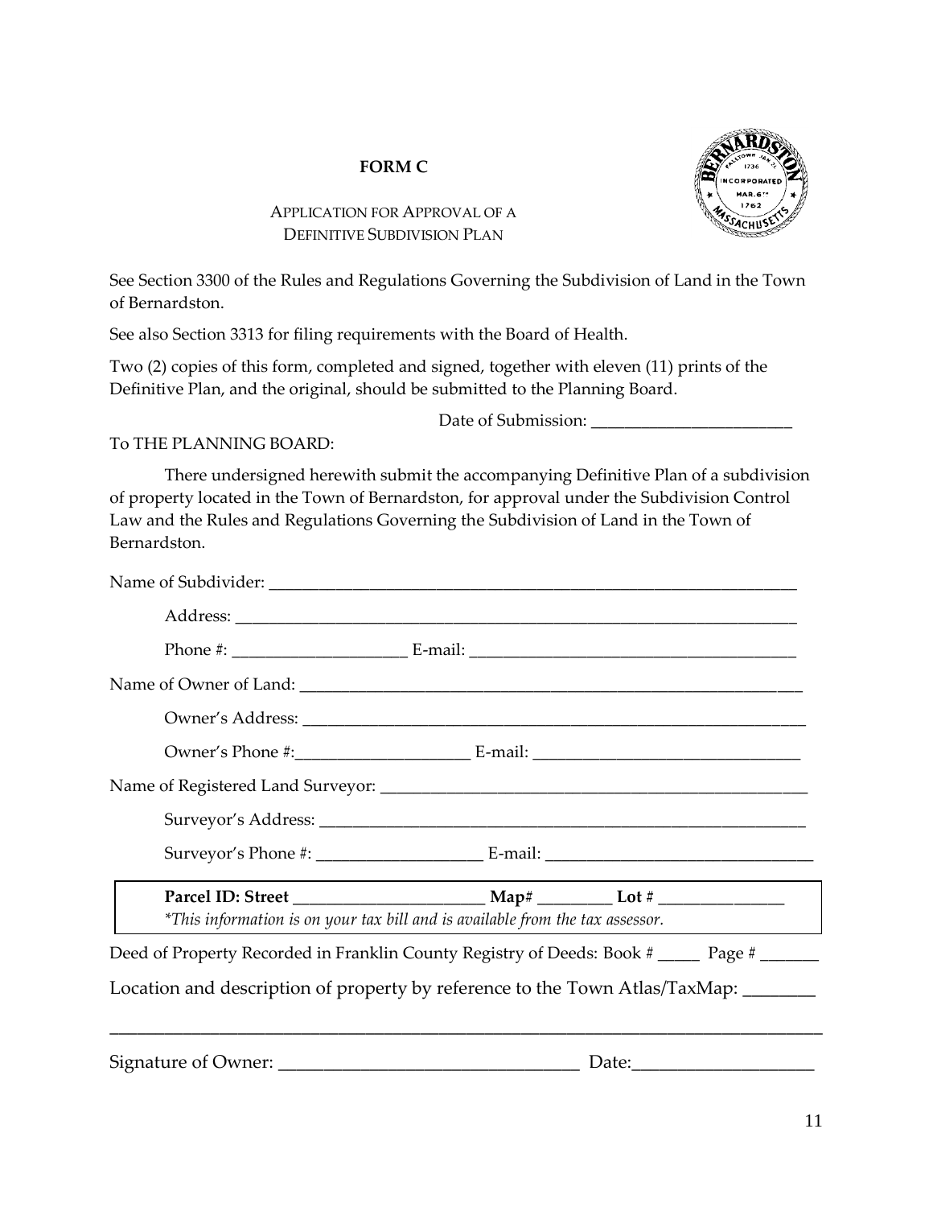**FORM C**

APPLICATION FOR APPROVAL OF A DEFINITIVE SUBDIVISION PLAN

See Section 3300 of the Rules and Regulations Governing the Subdivision of Land in the Town of Bernardston.

See also Section 3313 for filing requirements with the Board of Health.

Two (2) copies of this form, completed and signed, together with eleven (11) prints of the Definitive Plan, and the original, should be submitted to the Planning Board.

Date of Submission: ________________________

To THE PLANNING BOARD:

There undersigned herewith submit the accompanying Definitive Plan of a subdivision of property located in the Town of Bernardston, for approval under the Subdivision Control Law and the Rules and Regulations Governing the Subdivision of Land in the Town of Bernardston.

Name of Subdivider: ________________________________________________________________

Address: ________________________________________________________________

Phone #: ____________________ E-mail: ______________________________________

Name of Owner of Land: ________________________________________________________________

Owner's Address: ________________________________________________________________

Owner's Phone #:____________________ E-mail: ______________________________

Name of Registered Land Surveyor: ________________________________________________

Surveyor's Address: ________________________________________________________________

Surveyor's Phone #: ___________________ E-mail: ______________________________

**Parcel ID: Street** ______________________ **Map#** ________ **Lot #** ______________
*\*This information is on your tax bill and is available from the tax assessor.*

Deed of Property Recorded in Franklin County Registry of Deeds: Book # _____ Page # _______

Location and description of property by reference to the Town Atlas/TaxMap: ________

________________________________________________________________________________

Signature of Owner: _________________________________ Date:___________________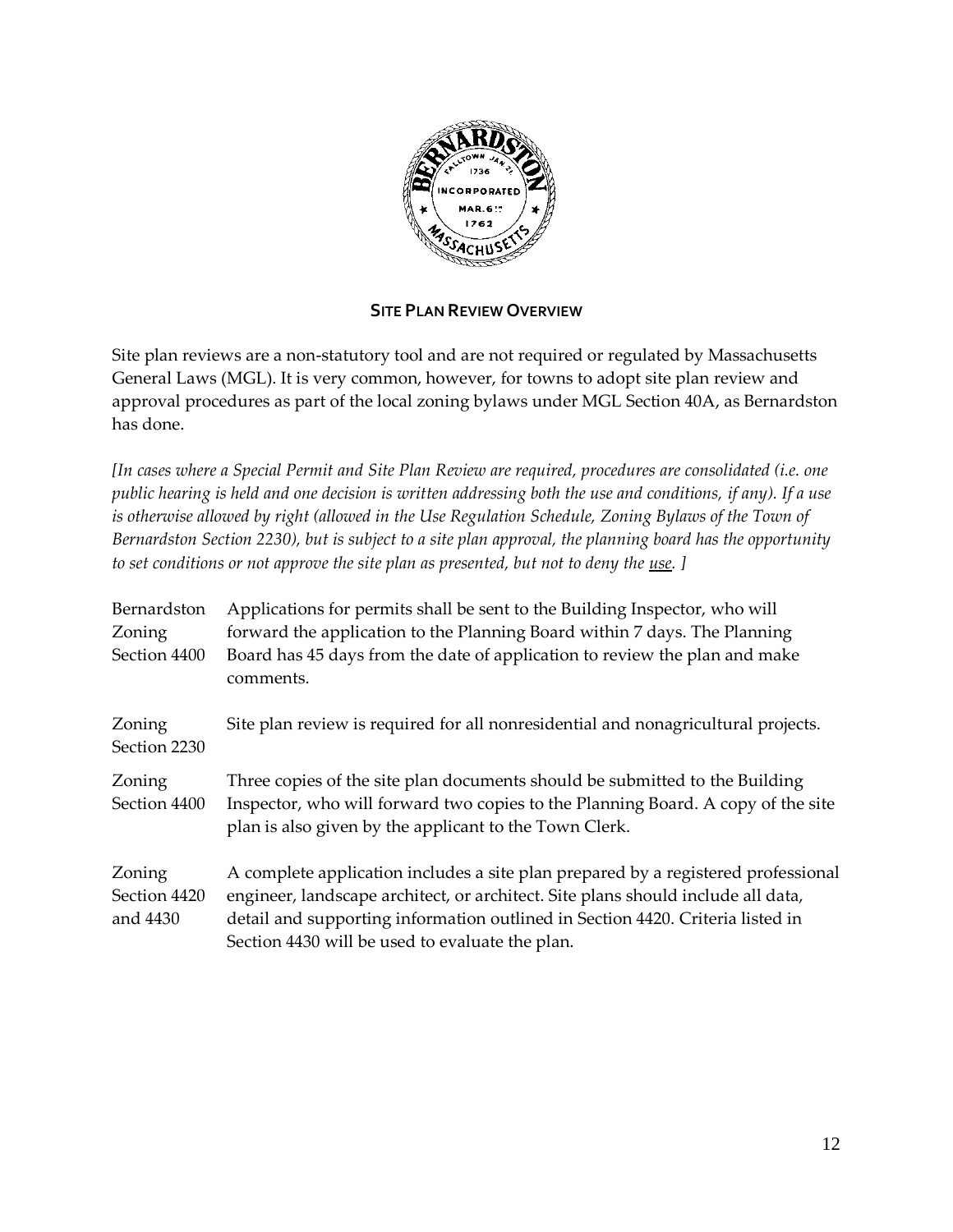## SITE PLAN REVIEW OVERVIEW

Site plan reviews are a non-statutory tool and are not required or regulated by Massachusetts General Laws (MGL). It is very common, however, for towns to adopt site plan review and approval procedures as part of the local zoning bylaws under MGL Section 40A, as Bernardston has done.

*[In cases where a Special Permit and Site Plan Review are required, procedures are consolidated (i.e. one public hearing is held and one decision is written addressing both the use and conditions, if any). If a use is otherwise allowed by right (allowed in the Use Regulation Schedule, Zoning Bylaws of the Town of Bernardston Section 2230), but is subject to a site plan approval, the planning board has the opportunity to set conditions or not approve the site plan as presented, but not to deny the use. ]*

| | |
|---|---|
| Bernardston Zoning Section 4400 | Applications for permits shall be sent to the Building Inspector, who will forward the application to the Planning Board within 7 days. The Planning Board has 45 days from the date of application to review the plan and make comments. |
| Zoning Section 2230 | Site plan review is required for all nonresidential and nonagricultural projects. |
| Zoning Section 4400 | Three copies of the site plan documents should be submitted to the Building Inspector, who will forward two copies to the Planning Board. A copy of the site plan is also given by the applicant to the Town Clerk. |
| Zoning Section 4420 and 4430 | A complete application includes a site plan prepared by a registered professional engineer, landscape architect, or architect. Site plans should include all data, detail and supporting information outlined in Section 4420. Criteria listed in Section 4430 will be used to evaluate the plan. |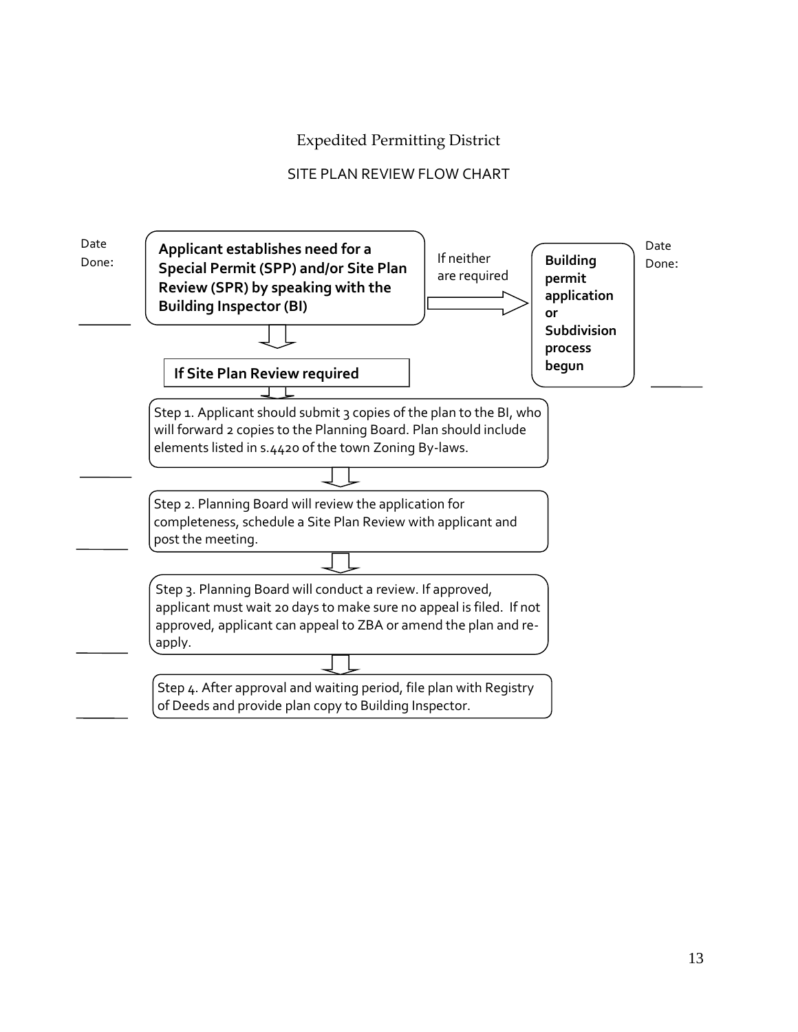# Expedited Permitting District

## SITE PLAN REVIEW FLOW CHART

Date Done: ________

**Applicant establishes need for a Special Permit (SPP) and/or Site Plan Review (SPR) by speaking with the Building Inspector (BI)**

If neither are required → **Building permit application or Subdivision process begun** (Date Done: ________)

**If Site Plan Review required**

Step 1. Applicant should submit 3 copies of the plan to the BI, who will forward 2 copies to the Planning Board. Plan should include elements listed in s.4420 of the town Zoning By-laws. ________

Step 2. Planning Board will review the application for completeness, schedule a Site Plan Review with applicant and post the meeting. ________

Step 3. Planning Board will conduct a review. If approved, applicant must wait 20 days to make sure no appeal is filed. If not approved, applicant can appeal to ZBA or amend the plan and re-apply. ________

Step 4. After approval and waiting period, file plan with Registry of Deeds and provide plan copy to Building Inspector. ________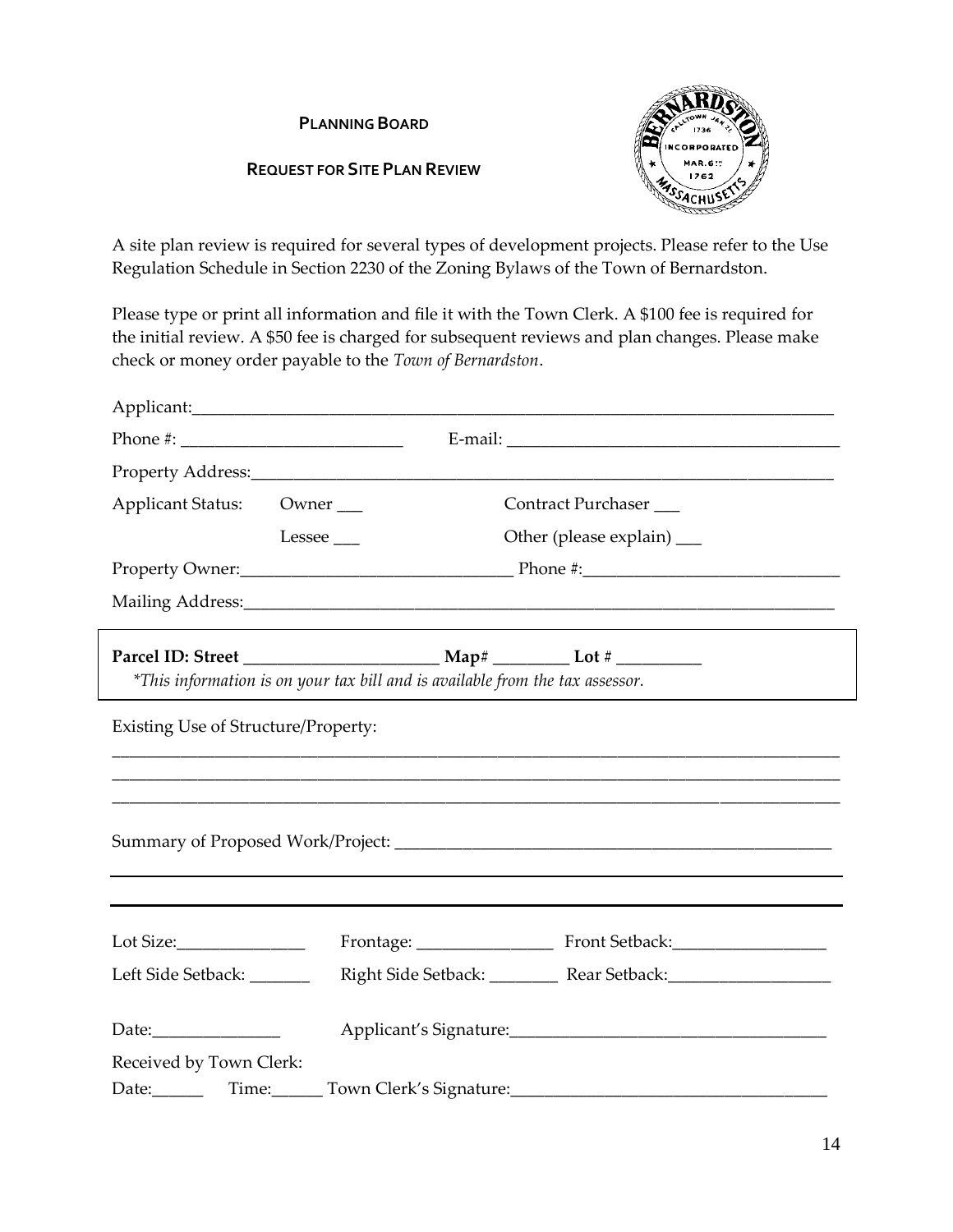**PLANNING BOARD**

**REQUEST FOR SITE PLAN REVIEW**

A site plan review is required for several types of development projects. Please refer to the Use Regulation Schedule in Section 2230 of the Zoning Bylaws of the Town of Bernardston.

Please type or print all information and file it with the Town Clerk. A $100 fee is required for the initial review. A $50 fee is charged for subsequent reviews and plan changes. Please make check or money order payable to the *Town of Bernardston*.

Applicant:_______________________________________________________________________

Phone #: ________________________ E-mail: _____________________________________

Property Address:__________________________________________________________________

Applicant Status: Owner ___ Contract Purchaser ___

Lessee ___ Other (please explain) ___

Property Owner:_____________________________ Phone #:___________________________

Mailing Address:___________________________________________________________________

**Parcel ID: Street _____________________ Map**# _________ **Lot** # __________

*\*This information is on your tax bill and is available from the tax assessor.*

Existing Use of Structure/Property:

_______________________________________________________________________________

_______________________________________________________________________________

_______________________________________________________________________________

Summary of Proposed Work/Project: ____________________________________________________

_______________________________________________________________________________

_______________________________________________________________________________

Lot Size:_______________ Frontage: ________________ Front Setback:__________________

Left Side Setback: _______ Right Side Setback: ________ Rear Setback:___________________

Date:_______________ Applicant's Signature:_____________________________________

Received by Town Clerk:

Date:______ Time:______ Town Clerk's Signature:____________________________________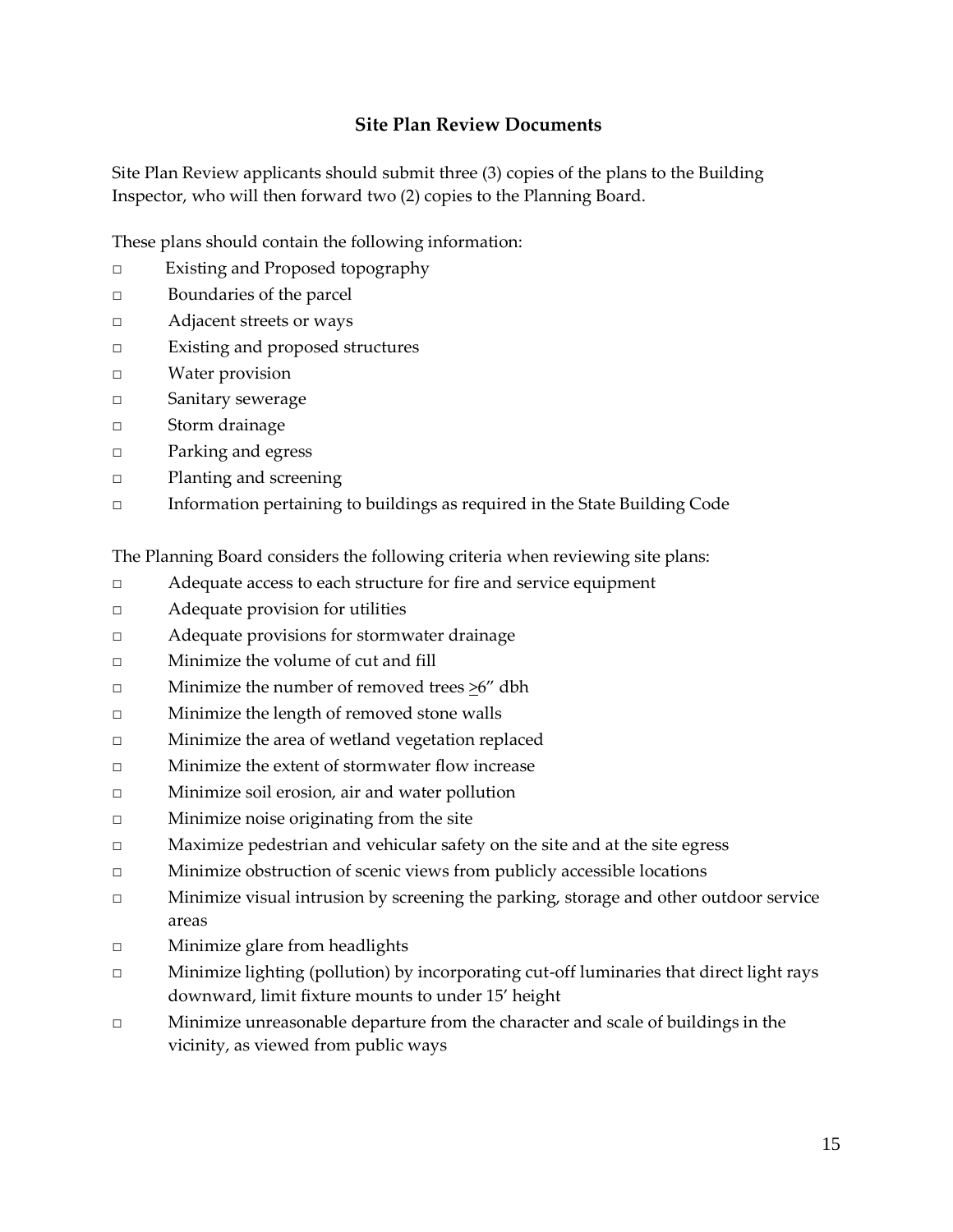## Site Plan Review Documents

Site Plan Review applicants should submit three (3) copies of the plans to the Building Inspector, who will then forward two (2) copies to the Planning Board.

These plans should contain the following information:

- Existing and Proposed topography
- Boundaries of the parcel
- Adjacent streets or ways
- Existing and proposed structures
- Water provision
- Sanitary sewerage
- Storm drainage
- Parking and egress
- Planting and screening
- Information pertaining to buildings as required in the State Building Code

The Planning Board considers the following criteria when reviewing site plans:

- Adequate access to each structure for fire and service equipment
- Adequate provision for utilities
- Adequate provisions for stormwater drainage
- Minimize the volume of cut and fill
- Minimize the number of removed trees ≥6” dbh
- Minimize the length of removed stone walls
- Minimize the area of wetland vegetation replaced
- Minimize the extent of stormwater flow increase
- Minimize soil erosion, air and water pollution
- Minimize noise originating from the site
- Maximize pedestrian and vehicular safety on the site and at the site egress
- Minimize obstruction of scenic views from publicly accessible locations
- Minimize visual intrusion by screening the parking, storage and other outdoor service areas
- Minimize glare from headlights
- Minimize lighting (pollution) by incorporating cut-off luminaries that direct light rays downward, limit fixture mounts to under 15’ height
- Minimize unreasonable departure from the character and scale of buildings in the vicinity, as viewed from public ways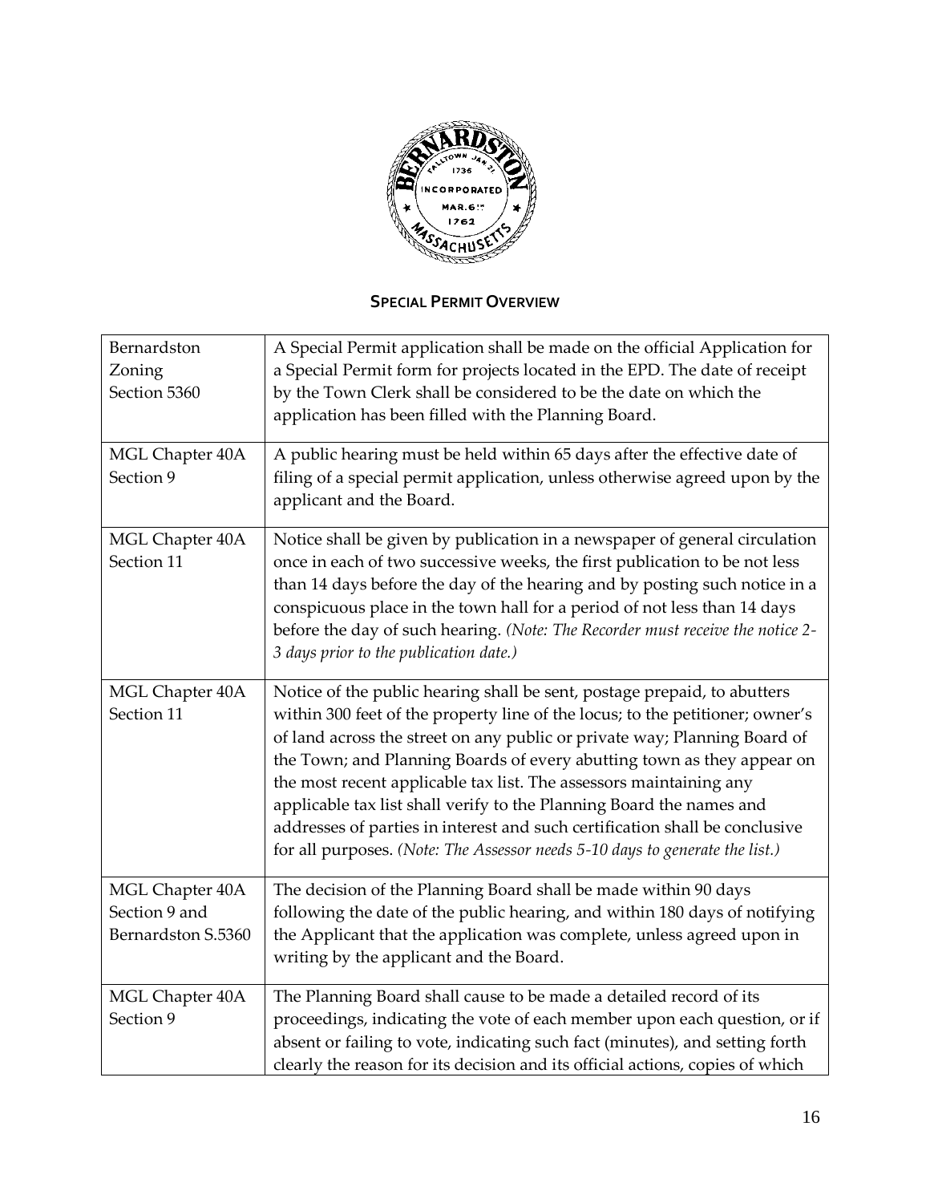## SPECIAL PERMIT OVERVIEW

| | |
|---|---|
| Bernardston Zoning Section 5360 | A Special Permit application shall be made on the official Application for a Special Permit form for projects located in the EPD. The date of receipt by the Town Clerk shall be considered to be the date on which the application has been filled with the Planning Board. |
| MGL Chapter 40A Section 9 | A public hearing must be held within 65 days after the effective date of filing of a special permit application, unless otherwise agreed upon by the applicant and the Board. |
| MGL Chapter 40A Section 11 | Notice shall be given by publication in a newspaper of general circulation once in each of two successive weeks, the first publication to be not less than 14 days before the day of the hearing and by posting such notice in a conspicuous place in the town hall for a period of not less than 14 days before the day of such hearing. *(Note: The Recorder must receive the notice 2-3 days prior to the publication date.)* |
| MGL Chapter 40A Section 11 | Notice of the public hearing shall be sent, postage prepaid, to abutters within 300 feet of the property line of the locus; to the petitioner; owner's of land across the street on any public or private way; Planning Board of the Town; and Planning Boards of every abutting town as they appear on the most recent applicable tax list. The assessors maintaining any applicable tax list shall verify to the Planning Board the names and addresses of parties in interest and such certification shall be conclusive for all purposes. *(Note: The Assessor needs 5-10 days to generate the list.)* |
| MGL Chapter 40A Section 9 and Bernardston S.5360 | The decision of the Planning Board shall be made within 90 days following the date of the public hearing, and within 180 days of notifying the Applicant that the application was complete, unless agreed upon in writing by the applicant and the Board. |
| MGL Chapter 40A Section 9 | The Planning Board shall cause to be made a detailed record of its proceedings, indicating the vote of each member upon each question, or if absent or failing to vote, indicating such fact (minutes), and setting forth clearly the reason for its decision and its official actions, copies of which |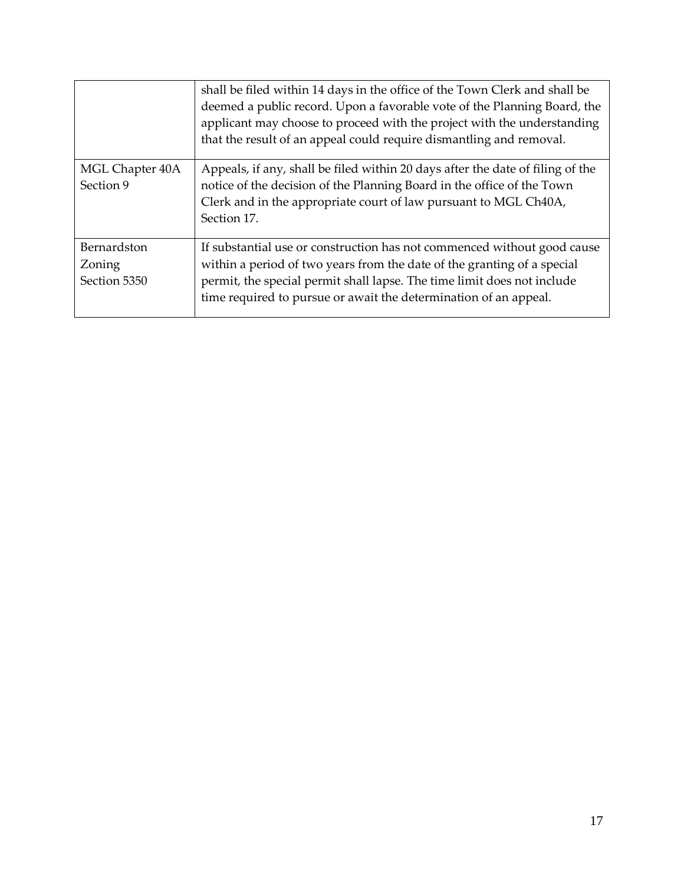| | |
|---|---|
| | shall be filed within 14 days in the office of the Town Clerk and shall be deemed a public record. Upon a favorable vote of the Planning Board, the applicant may choose to proceed with the project with the understanding that the result of an appeal could require dismantling and removal. |
| MGL Chapter 40A Section 9 | Appeals, if any, shall be filed within 20 days after the date of filing of the notice of the decision of the Planning Board in the office of the Town Clerk and in the appropriate court of law pursuant to MGL Ch40A, Section 17. |
| Bernardston Zoning Section 5350 | If substantial use or construction has not commenced without good cause within a period of two years from the date of the granting of a special permit, the special permit shall lapse. The time limit does not include time required to pursue or await the determination of an appeal. |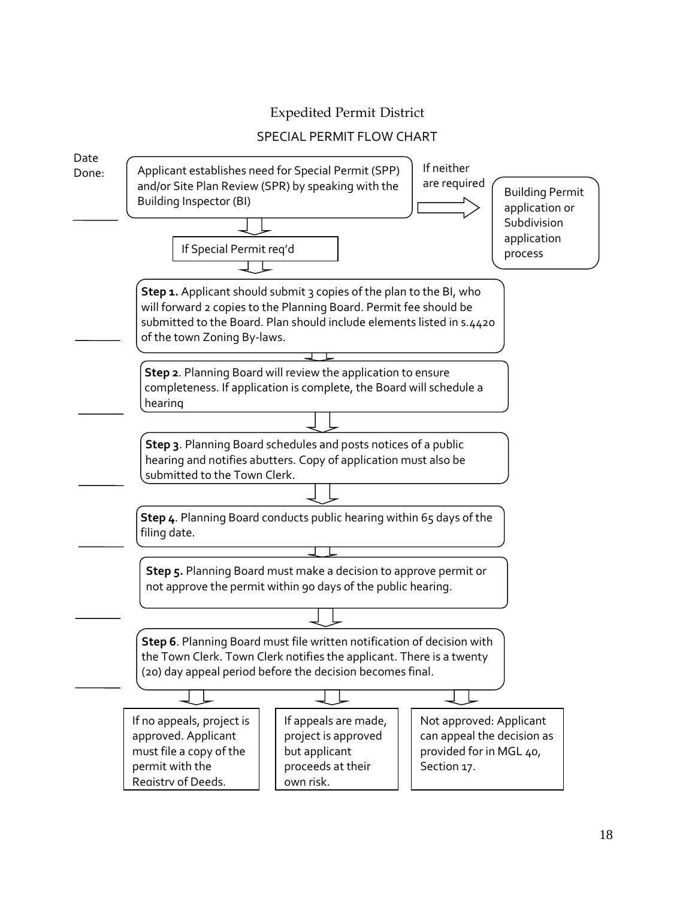# Expedited Permit District

## SPECIAL PERMIT FLOW CHART

Date Done:

________ Applicant establishes need for Special Permit (SPP) and/or Site Plan Review (SPR) by speaking with the Building Inspector (BI)

If neither are required → Building Permit application or Subdivision application process

If Special Permit req'd

________ **Step 1.** Applicant should submit 3 copies of the plan to the BI, who will forward 2 copies to the Planning Board. Permit fee should be submitted to the Board. Plan should include elements listed in s.4420 of the town Zoning By-laws.

________ **Step 2**. Planning Board will review the application to ensure completeness. If application is complete, the Board will schedule a hearing

________ **Step 3**. Planning Board schedules and posts notices of a public hearing and notifies abutters. Copy of application must also be submitted to the Town Clerk.

________ **Step 4**. Planning Board conducts public hearing within 65 days of the filing date.

________ **Step 5.** Planning Board must make a decision to approve permit or not approve the permit within 90 days of the public hearing.

________ **Step 6**. Planning Board must file written notification of decision with the Town Clerk. Town Clerk notifies the applicant. There is a twenty (20) day appeal period before the decision becomes final.

- If no appeals, project is approved. Applicant must file a copy of the permit with the Registry of Deeds.
- If appeals are made, project is approved but applicant proceeds at their own risk.
- Not approved: Applicant can appeal the decision as provided for in MGL 40, Section 17.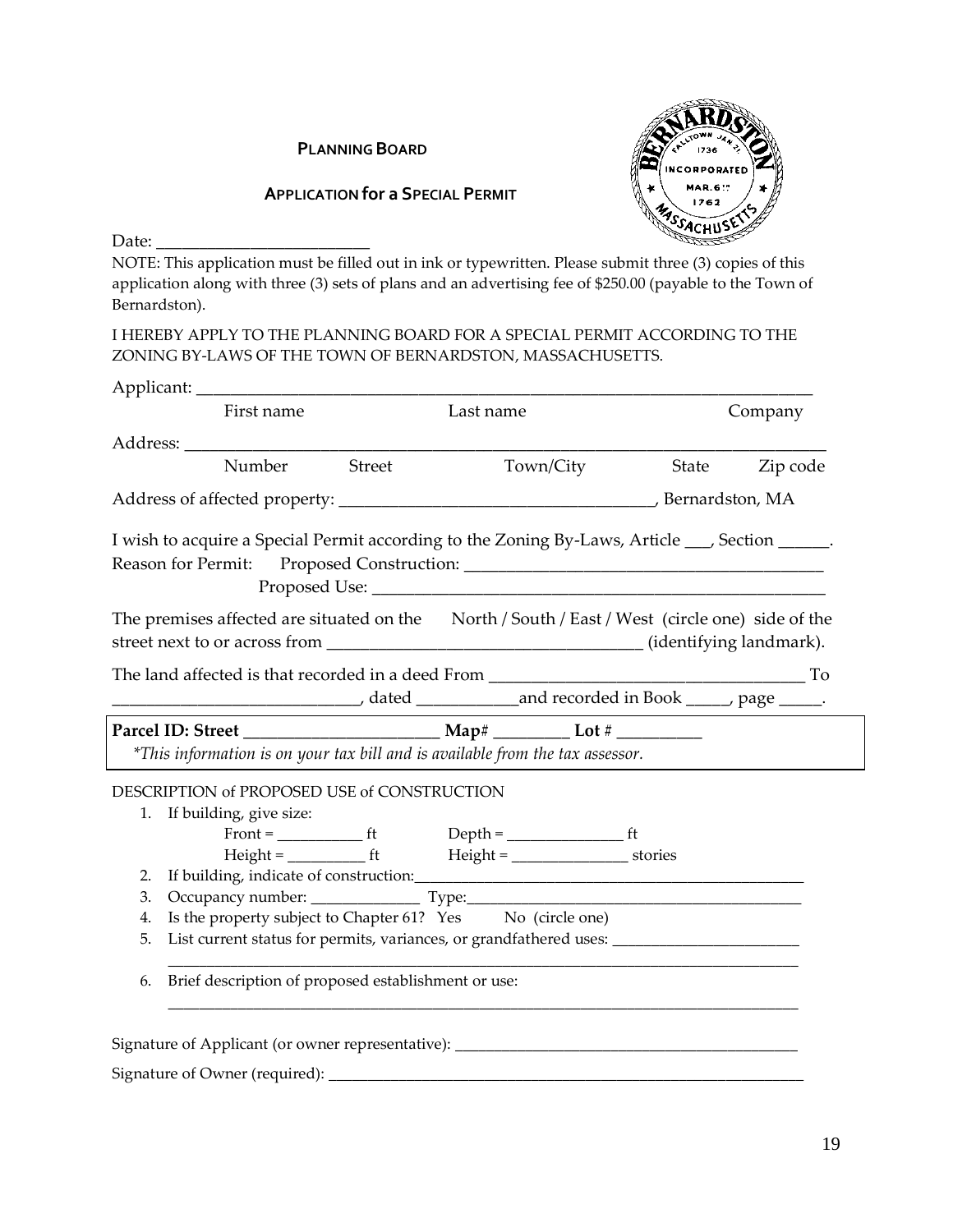## PLANNING BOARD

## APPLICATION for a SPECIAL PERMIT

Date: ________________________

NOTE: This application must be filled out in ink or typewritten. Please submit three (3) copies of this application along with three (3) sets of plans and an advertising fee of $250.00 (payable to the Town of Bernardston).

I HEREBY APPLY TO THE PLANNING BOARD FOR A SPECIAL PERMIT ACCORDING TO THE ZONING BY-LAWS OF THE TOWN OF BERNARDSTON, MASSACHUSETTS.

Applicant: ______________________________________________________________________
First name Last name Company

Address: ________________________________________________________________________
Number Street Town/City State Zip code

Address of affected property: ___________________________________, Bernardston, MA

I wish to acquire a Special Permit according to the Zoning By-Laws, Article ___, Section ______.
Reason for Permit: Proposed Construction: ________________________________________
Proposed Use: ___________________________________________________

The premises affected are situated on the North / South / East / West (circle one) side of the street next to or across from ___________________________________ (identifying landmark).

The land affected is that recorded in a deed From ___________________________________ To ____________________________, dated ___________and recorded in Book _____, page _____.

**Parcel ID: Street ________________________ Map# _________ Lot # __________**
*\*This information is on your tax bill and is available from the tax assessor.*

DESCRIPTION of PROPOSED USE of CONSTRUCTION

1. If building, give size:
   Front = ___________ ft Depth = _______________ ft
   Height = __________ ft Height = _______________ stories
2. If building, indicate of construction:_______________________________________________
3. Occupancy number: ______________ Type:__________________________________________
4. Is the property subject to Chapter 61? Yes No (circle one)
5. List current status for permits, variances, or grandfathered uses: _______________________
   __________________________________________________________________________________
6. Brief description of proposed establishment or use:
   __________________________________________________________________________________

Signature of Applicant (or owner representative): ____________________________________________

Signature of Owner (required): ______________________________________________________________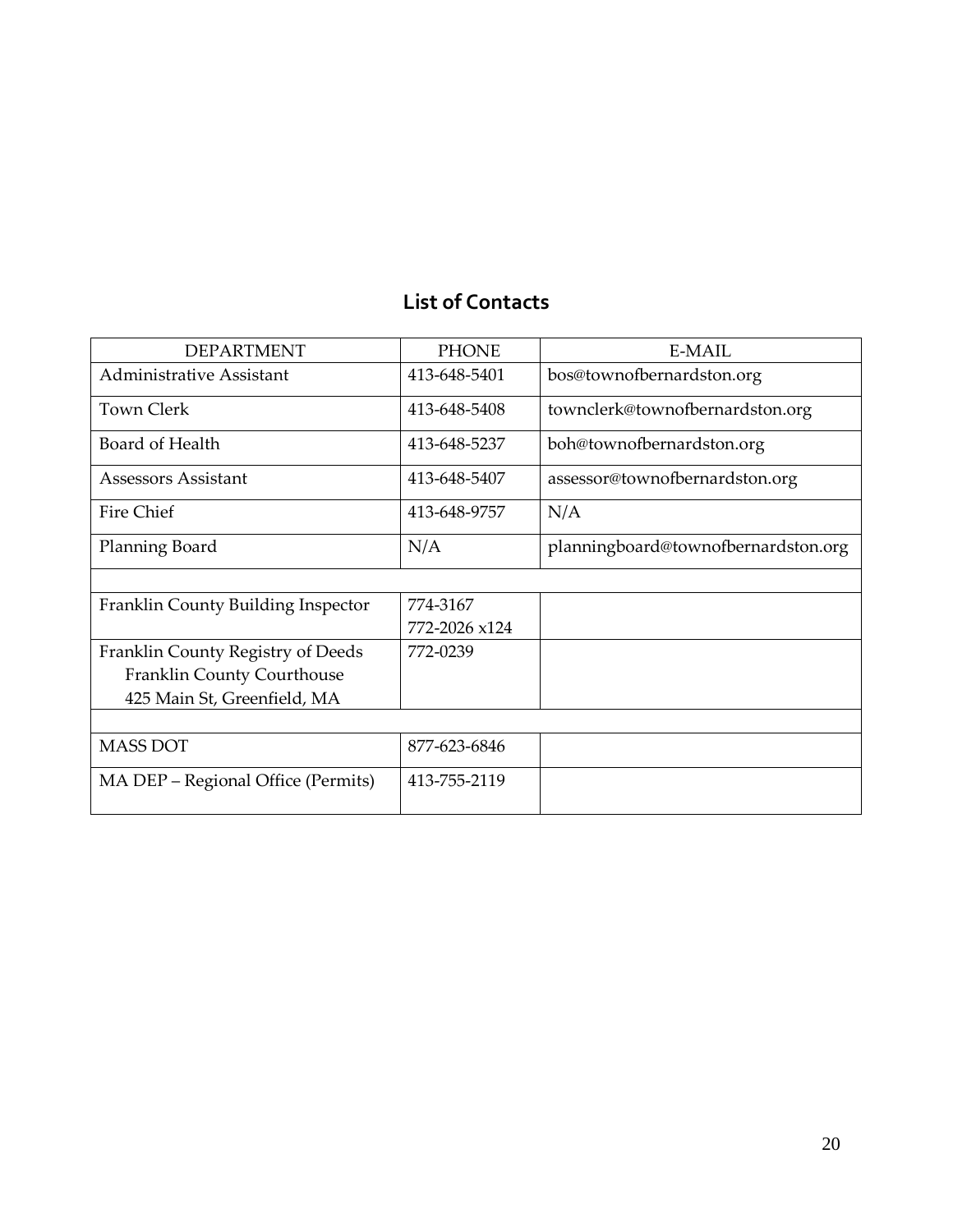## List of Contacts

| DEPARTMENT | PHONE | E-MAIL |
|---|---|---|
| Administrative Assistant | 413-648-5401 | bos@townofbernardston.org |
| Town Clerk | 413-648-5408 | townclerk@townofbernardston.org |
| Board of Health | 413-648-5237 | boh@townofbernardston.org |
| Assessors Assistant | 413-648-5407 | assessor@townofbernardston.org |
| Fire Chief | 413-648-9757 | N/A |
| Planning Board | N/A | planningboard@townofbernardston.org |
| | | |
| Franklin County Building Inspector | 774-3167<br>772-2026 x124 | |
| Franklin County Registry of Deeds<br>Franklin County Courthouse<br>425 Main St, Greenfield, MA | 772-0239 | |
| | | |
| MASS DOT | 877-623-6846 | |
| MA DEP – Regional Office (Permits) | 413-755-2119 | |